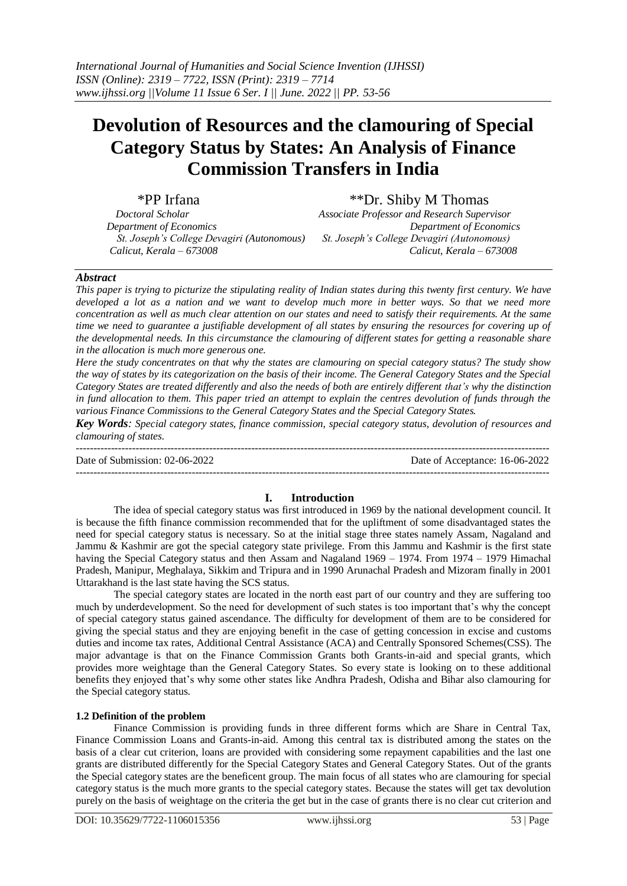# Devolution of Resources and the clamouring of Special Category Status by States: An Analysis of Finance Commission Transfers in India

**\*PP Irfana**
*Doctoral Scholar*
*Department of Economics*
*St. Joseph's College Devagiri (Autonomous)*
*Calicut, Kerala – 673008*

**\*\*Dr. Shiby M Thomas**
*Associate Professor and Research Supervisor*
*Department of Economics*
*St. Joseph's College Devagiri (Autonomous)*
*Calicut, Kerala – 673008*

## *Abstract*

*This paper is trying to picturize the stipulating reality of Indian states during this twenty first century. We have developed a lot as a nation and we want to develop much more in better ways. So that we need more concentration as well as much clear attention on our states and need to satisfy their requirements. At the same time we need to guarantee a justifiable development of all states by ensuring the resources for covering up of the developmental needs. In this circumstance the clamouring of different states for getting a reasonable share in the allocation is much more generous one.*

*Here the study concentrates on that why the states are clamouring on special category status? The study show the way of states by its categorization on the basis of their income. The General Category States and the Special Category States are treated differently and also the needs of both are entirely different that's why the distinction in fund allocation to them. This paper tried an attempt to explain the centres devolution of funds through the various Finance Commissions to the General Category States and the Special Category States.*

***Key Words**: Special category states, finance commission, special category status, devolution of resources and clamouring of states.*

---

Date of Submission: 02-06-2022 | Date of Acceptance: 16-06-2022

---

## I. Introduction

The idea of special category status was first introduced in 1969 by the national development council. It is because the fifth finance commission recommended that for the upliftment of some disadvantaged states the need for special category status is necessary. So at the initial stage three states namely Assam, Nagaland and Jammu & Kashmir are got the special category state privilege. From this Jammu and Kashmir is the first state having the Special Category status and then Assam and Nagaland 1969 – 1974. From 1974 – 1979 Himachal Pradesh, Manipur, Meghalaya, Sikkim and Tripura and in 1990 Arunachal Pradesh and Mizoram finally in 2001 Uttarakhand is the last state having the SCS status.

The special category states are located in the north east part of our country and they are suffering too much by underdevelopment. So the need for development of such states is too important that's why the concept of special category status gained ascendance. The difficulty for development of them are to be considered for giving the special status and they are enjoying benefit in the case of getting concession in excise and customs duties and income tax rates, Additional Central Assistance (ACA) and Centrally Sponsored Schemes(CSS). The major advantage is that on the Finance Commission Grants both Grants-in-aid and special grants, which provides more weightage than the General Category States. So every state is looking on to these additional benefits they enjoyed that's why some other states like Andhra Pradesh, Odisha and Bihar also clamouring for the Special category status.

### 1.2 Definition of the problem

Finance Commission is providing funds in three different forms which are Share in Central Tax, Finance Commission Loans and Grants-in-aid. Among this central tax is distributed among the states on the basis of a clear cut criterion, loans are provided with considering some repayment capabilities and the last one grants are distributed differently for the Special Category States and General Category States. Out of the grants the Special category states are the beneficent group. The main focus of all states who are clamouring for special category status is the much more grants to the special category states. Because the states will get tax devolution purely on the basis of weightage on the criteria the get but in the case of grants there is no clear cut criterion and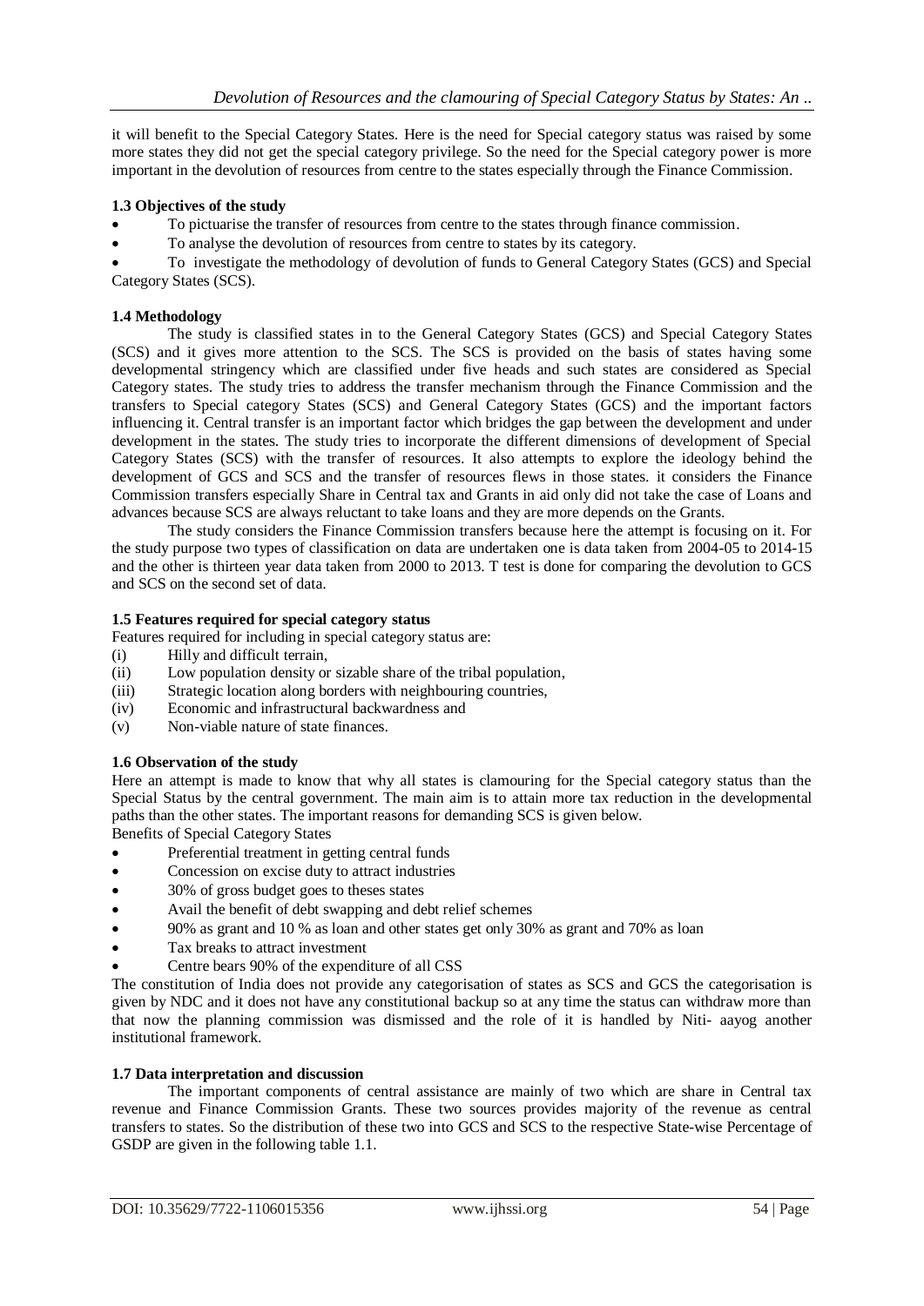it will benefit to the Special Category States. Here is the need for Special category status was raised by some more states they did not get the special category privilege. So the need for the Special category power is more important in the devolution of resources from centre to the states especially through the Finance Commission.

### 1.3 Objectives of the study

- To picturise the transfer of resources from centre to the states through finance commission.
- To analyse the devolution of resources from centre to states by its category.
- To investigate the methodology of devolution of funds to General Category States (GCS) and Special Category States (SCS).

### 1.4 Methodology

The study is classified states in to the General Category States (GCS) and Special Category States (SCS) and it gives more attention to the SCS. The SCS is provided on the basis of states having some developmental stringency which are classified under five heads and such states are considered as Special Category states. The study tries to address the transfer mechanism through the Finance Commission and the transfers to Special category States (SCS) and General Category States (GCS) and the important factors influencing it. Central transfer is an important factor which bridges the gap between the development and under development in the states. The study tries to incorporate the different dimensions of development of Special Category States (SCS) with the transfer of resources. It also attempts to explore the ideology behind the development of GCS and SCS and the transfer of resources flews in those states. it considers the Finance Commission transfers especially Share in Central tax and Grants in aid only did not take the case of Loans and advances because SCS are always reluctant to take loans and they are more depends on the Grants.

The study considers the Finance Commission transfers because here the attempt is focusing on it. For the study purpose two types of classification on data are undertaken one is data taken from 2004-05 to 2014-15 and the other is thirteen year data taken from 2000 to 2013. T test is done for comparing the devolution to GCS and SCS on the second set of data.

### 1.5 Features required for special category status

Features required for including in special category status are:

(i) Hilly and difficult terrain,
(ii) Low population density or sizable share of the tribal population,
(iii) Strategic location along borders with neighbouring countries,
(iv) Economic and infrastructural backwardness and
(v) Non-viable nature of state finances.

### 1.6 Observation of the study

Here an attempt is made to know that why all states is clamouring for the Special category status than the Special Status by the central government. The main aim is to attain more tax reduction in the developmental paths than the other states. The important reasons for demanding SCS is given below.

Benefits of Special Category States

- Preferential treatment in getting central funds
- Concession on excise duty to attract industries
- 30% of gross budget goes to theses states
- Avail the benefit of debt swapping and debt relief schemes
- 90% as grant and 10 % as loan and other states get only 30% as grant and 70% as loan
- Tax breaks to attract investment
- Centre bears 90% of the expenditure of all CSS

The constitution of India does not provide any categorisation of states as SCS and GCS the categorisation is given by NDC and it does not have any constitutional backup so at any time the status can withdraw more than that now the planning commission was dismissed and the role of it is handled by Niti- aayog another institutional framework.

### 1.7 Data interpretation and discussion

The important components of central assistance are mainly of two which are share in Central tax revenue and Finance Commission Grants. These two sources provides majority of the revenue as central transfers to states. So the distribution of these two into GCS and SCS to the respective State-wise Percentage of GSDP are given in the following table 1.1.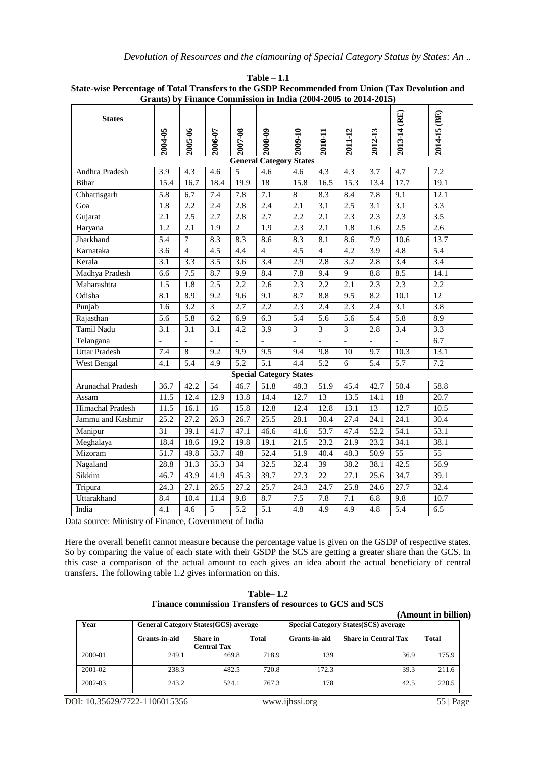**Table – 1.1**
**State-wise Percentage of Total Transfers to the GSDP Recommended from Union (Tax Devolution and Grants) by Finance Commission in India (2004-2005 to 2014-2015)**

| States | 2004-05 | 2005-06 | 2006-07 | 2007-08 | 2008-09 | 2009-10 | 2010-11 | 2011-12 | 2012-13 | 2013-14 (RE) | 2014-15 (BE) |
|---|---|---|---|---|---|---|---|---|---|---|---|
| **General Category States** | | | | | | | | | | | |
| Andhra Pradesh | 3.9 | 4.3 | 4.6 | 5 | 4.6 | 4.6 | 4.3 | 4.3 | 3.7 | 4.7 | 7.2 |
| Bihar | 15.4 | 16.7 | 18.4 | 19.9 | 18 | 15.8 | 16.5 | 15.3 | 13.4 | 17.7 | 19.1 |
| Chhattisgarh | 5.8 | 6.7 | 7.4 | 7.8 | 7.1 | 8 | 8.3 | 8.4 | 7.8 | 9.1 | 12.1 |
| Goa | 1.8 | 2.2 | 2.4 | 2.8 | 2.4 | 2.1 | 3.1 | 2.5 | 3.1 | 3.1 | 3.3 |
| Gujarat | 2.1 | 2.5 | 2.7 | 2.8 | 2.7 | 2.2 | 2.1 | 2.3 | 2.3 | 2.3 | 3.5 |
| Haryana | 1.2 | 2.1 | 1.9 | 2 | 1.9 | 2.3 | 2.1 | 1.8 | 1.6 | 2.5 | 2.6 |
| Jharkhand | 5.4 | 7 | 8.3 | 8.3 | 8.6 | 8.3 | 8.1 | 8.6 | 7.9 | 10.6 | 13.7 |
| Karnataka | 3.6 | 4 | 4.5 | 4.4 | 4 | 4.5 | 4 | 4.2 | 3.9 | 4.8 | 5.4 |
| Kerala | 3.1 | 3.3 | 3.5 | 3.6 | 3.4 | 2.9 | 2.8 | 3.2 | 2.8 | 3.4 | 3.4 |
| Madhya Pradesh | 6.6 | 7.5 | 8.7 | 9.9 | 8.4 | 7.8 | 9.4 | 9 | 8.8 | 8.5 | 14.1 |
| Maharashtra | 1.5 | 1.8 | 2.5 | 2.2 | 2.6 | 2.3 | 2.2 | 2.1 | 2.3 | 2.3 | 2.2 |
| Odisha | 8.1 | 8.9 | 9.2 | 9.6 | 9.1 | 8.7 | 8.8 | 9.5 | 8.2 | 10.1 | 12 |
| Punjab | 1.6 | 3.2 | 3 | 2.7 | 2.2 | 2.3 | 2.4 | 2.3 | 2.4 | 3.1 | 3.8 |
| Rajasthan | 5.6 | 5.8 | 6.2 | 6.9 | 6.3 | 5.4 | 5.6 | 5.6 | 5.4 | 5.8 | 8.9 |
| Tamil Nadu | 3.1 | 3.1 | 3.1 | 4.2 | 3.9 | 3 | 3 | 3 | 2.8 | 3.4 | 3.3 |
| Telangana | - | - | - | - | - | - | - | - | - | - | 6.7 |
| Uttar Pradesh | 7.4 | 8 | 9.2 | 9.9 | 9.5 | 9.4 | 9.8 | 10 | 9.7 | 10.3 | 13.1 |
| West Bengal | 4.1 | 5.4 | 4.9 | 5.2 | 5.1 | 4.4 | 5.2 | 6 | 5.4 | 5.7 | 7.2 |
| **Special Category States** | | | | | | | | | | | |
| Arunachal Pradesh | 36.7 | 42.2 | 54 | 46.7 | 51.8 | 48.3 | 51.9 | 45.4 | 42.7 | 50.4 | 58.8 |
| Assam | 11.5 | 12.4 | 12.9 | 13.8 | 14.4 | 12.7 | 13 | 13.5 | 14.1 | 18 | 20.7 |
| Himachal Pradesh | 11.5 | 16.1 | 16 | 15.8 | 12.8 | 12.4 | 12.8 | 13.1 | 13 | 12.7 | 10.5 |
| Jammu and Kashmir | 25.2 | 27.2 | 26.3 | 26.7 | 25.5 | 28.1 | 30.4 | 27.4 | 24.1 | 24.1 | 30.4 |
| Manipur | 31 | 39.1 | 41.7 | 47.1 | 46.6 | 41.6 | 53.7 | 47.4 | 52.2 | 54.1 | 53.1 |
| Meghalaya | 18.4 | 18.6 | 19.2 | 19.8 | 19.1 | 21.5 | 23.2 | 21.9 | 23.2 | 34.1 | 38.1 |
| Mizoram | 51.7 | 49.8 | 53.7 | 48 | 52.4 | 51.9 | 40.4 | 48.3 | 50.9 | 55 | 55 |
| Nagaland | 28.8 | 31.3 | 35.3 | 34 | 32.5 | 32.4 | 39 | 38.2 | 38.1 | 42.5 | 56.9 |
| Sikkim | 46.7 | 43.9 | 41.9 | 45.3 | 39.7 | 27.3 | 22 | 27.1 | 25.6 | 34.7 | 39.1 |
| Tripura | 24.3 | 27.1 | 26.5 | 27.2 | 25.7 | 24.3 | 24.7 | 25.8 | 24.6 | 27.7 | 32.4 |
| Uttarakhand | 8.4 | 10.4 | 11.4 | 9.8 | 8.7 | 7.5 | 7.8 | 7.1 | 6.8 | 9.8 | 10.7 |
| India | 4.1 | 4.6 | 5 | 5.2 | 5.1 | 4.8 | 4.9 | 4.9 | 4.8 | 5.4 | 6.5 |

Data source: Ministry of Finance, Government of India

Here the overall benefit cannot measure because the percentage value is given on the GSDP of respective states. So by comparing the value of each state with their GSDP the SCS are getting a greater share than the GCS. In this case a comparison of the actual amount to each gives an idea about the actual beneficiary of central transfers. The following table 1.2 gives information on this.

**Table– 1.2**
**Finance commission Transfers of resources to GCS and SCS**

**(Amount in billion)**

| Year | General Category States(GCS) average | | | Special Category States(SCS) average | | |
|---|---|---|---|---|---|---|
| | Grants-in-aid | Share in Central Tax | Total | Grants-in-aid | Share in Central Tax | Total |
| 2000-01 | 249.1 | 469.8 | 718.9 | 139 | 36.9 | 175.9 |
| 2001-02 | 238.3 | 482.5 | 720.8 | 172.3 | 39.3 | 211.6 |
| 2002-03 | 243.2 | 524.1 | 767.3 | 178 | 42.5 | 220.5 |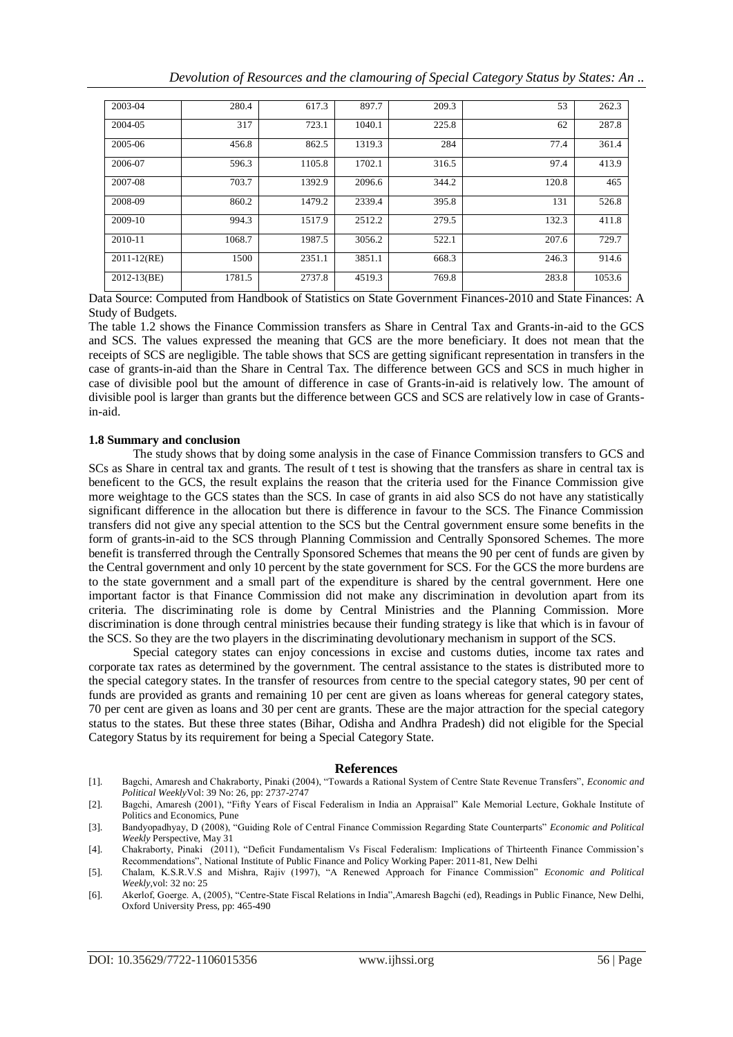| | | | | | | |
|---|---|---|---|---|---|---|
| 2003-04 | 280.4 | 617.3 | 897.7 | 209.3 | 53 | 262.3 |
| 2004-05 | 317 | 723.1 | 1040.1 | 225.8 | 62 | 287.8 |
| 2005-06 | 456.8 | 862.5 | 1319.3 | 284 | 77.4 | 361.4 |
| 2006-07 | 596.3 | 1105.8 | 1702.1 | 316.5 | 97.4 | 413.9 |
| 2007-08 | 703.7 | 1392.9 | 2096.6 | 344.2 | 120.8 | 465 |
| 2008-09 | 860.2 | 1479.2 | 2339.4 | 395.8 | 131 | 526.8 |
| 2009-10 | 994.3 | 1517.9 | 2512.2 | 279.5 | 132.3 | 411.8 |
| 2010-11 | 1068.7 | 1987.5 | 3056.2 | 522.1 | 207.6 | 729.7 |
| 2011-12(RE) | 1500 | 2351.1 | 3851.1 | 668.3 | 246.3 | 914.6 |
| 2012-13(BE) | 1781.5 | 2737.8 | 4519.3 | 769.8 | 283.8 | 1053.6 |

Data Source: Computed from Handbook of Statistics on State Government Finances-2010 and State Finances: A Study of Budgets.

The table 1.2 shows the Finance Commission transfers as Share in Central Tax and Grants-in-aid to the GCS and SCS. The values expressed the meaning that GCS are the more beneficiary. It does not mean that the receipts of SCS are negligible. The table shows that SCS are getting significant representation in transfers in the case of grants-in-aid than the Share in Central Tax. The difference between GCS and SCS in much higher in case of divisible pool but the amount of difference in case of Grants-in-aid is relatively low. The amount of divisible pool is larger than grants but the difference between GCS and SCS are relatively low in case of Grants-in-aid.

**1.8 Summary and conclusion**

The study shows that by doing some analysis in the case of Finance Commission transfers to GCS and SCs as Share in central tax and grants. The result of t test is showing that the transfers as share in central tax is beneficent to the GCS, the result explains the reason that the criteria used for the Finance Commission give more weightage to the GCS states than the SCS. In case of grants in aid also SCS do not have any statistically significant difference in the allocation but there is difference in favour to the SCS. The Finance Commission transfers did not give any special attention to the SCS but the Central government ensure some benefits in the form of grants-in-aid to the SCS through Planning Commission and Centrally Sponsored Schemes. The more benefit is transferred through the Centrally Sponsored Schemes that means the 90 per cent of funds are given by the Central government and only 10 percent by the state government for SCS. For the GCS the more burdens are to the state government and a small part of the expenditure is shared by the central government. Here one important factor is that Finance Commission did not make any discrimination in devolution apart from its criteria. The discriminating role is dome by Central Ministries and the Planning Commission. More discrimination is done through central ministries because their funding strategy is like that which is in favour of the SCS. So they are the two players in the discriminating devolutionary mechanism in support of the SCS.

Special category states can enjoy concessions in excise and customs duties, income tax rates and corporate tax rates as determined by the government. The central assistance to the states is distributed more to the special category states. In the transfer of resources from centre to the special category states, 90 per cent of funds are provided as grants and remaining 10 per cent are given as loans whereas for general category states, 70 per cent are given as loans and 30 per cent are grants. These are the major attraction for the special category status to the states. But these three states (Bihar, Odisha and Andhra Pradesh) did not eligible for the Special Category Status by its requirement for being a Special Category State.

## References

[1]. Bagchi, Amaresh and Chakraborty, Pinaki (2004), "Towards a Rational System of Centre State Revenue Transfers", *Economic and Political Weekly*Vol: 39 No: 26, pp: 2737-2747

[2]. Bagchi, Amaresh (2001), "Fifty Years of Fiscal Federalism in India an Appraisal" Kale Memorial Lecture, Gokhale Institute of Politics and Economics, Pune

[3]. Bandyopadhyay, D (2008), "Guiding Role of Central Finance Commission Regarding State Counterparts" *Economic and Political Weekly* Perspective, May 31

[4]. Chakraborty, Pinaki (2011), "Deficit Fundamentalism Vs Fiscal Federalism: Implications of Thirteenth Finance Commission's Recommendations", National Institute of Public Finance and Policy Working Paper: 2011-81, New Delhi

[5]. Chalam, K.S.R.V.S and Mishra, Rajiv (1997), "A Renewed Approach for Finance Commission" *Economic and Political Weekly*,vol: 32 no: 25

[6]. Akerlof, Goerge. A, (2005), "Centre-State Fiscal Relations in India",Amaresh Bagchi (ed), Readings in Public Finance, New Delhi, Oxford University Press, pp: 465-490